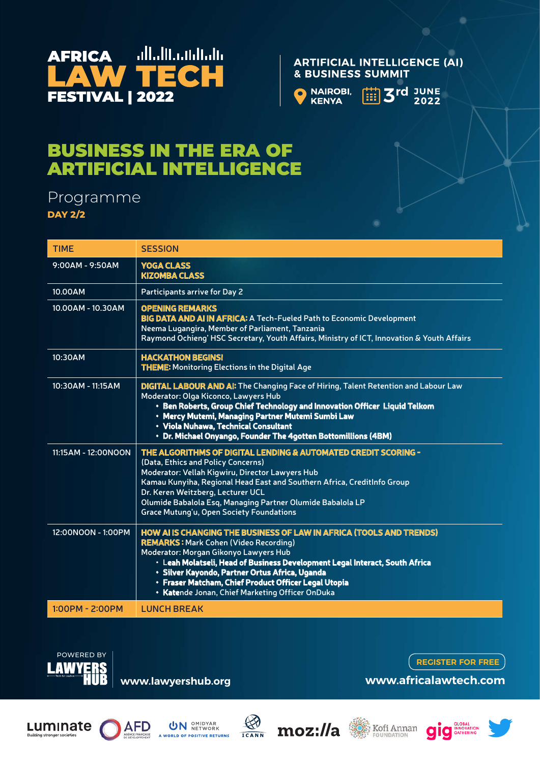# AFRICA LAW TECH FESTIVAL | 2022

**ARTIFICIAL INTELLIGENCE (AI) & BUSINESS SUMMIT**

NAIROBI, KENYA — 3rd JUNE 2022

## BUSINESS IN THE ERA OF ARTIFICIAL INTELLIGENCE

Programme

**DAY 2/2**

| TIME | SESSION |
|---|---|
| 9:00AM - 9:50AM | **YOGA CLASS**<br>**KIZOMBA CLASS** |
| 10.00AM | Participants arrive for Day 2 |
| 10.00AM - 10.30AM | **OPENING REMARKS**<br>**BIG DATA AND AI IN AFRICA:** A Tech-Fueled Path to Economic Development<br>Neema Lugangira, Member of Parliament, Tanzania<br>Raymond Ochieng' HSC Secretary, Youth Affairs, Ministry of ICT, Innovation & Youth Affairs |
| 10:30AM | **HACKATHON BEGINS!**<br>**THEME:** Monitoring Elections in the Digital Age |
| 10:30AM - 11:15AM | **DIGITAL LABOUR AND AI:** The Changing Face of Hiring, Talent Retention and Labour Law<br>Moderator: Olga Kiconco, Lawyers Hub<br>• **Ben Roberts, Group Chief Technology and Innovation Officer Liquid Telkom**<br>• **Mercy Mutemi, Managing Partner Mutemi Sumbi Law**<br>• **Viola Nuhawa, Technical Consultant**<br>• **Dr. Michael Onyango, Founder The 4gotten Bottomillions (4BM)** |
| 11:15AM - 12:00NOON | **THE ALGORITHMS OF DIGITAL LENDING & AUTOMATED CREDIT SCORING -**<br>(Data, Ethics and Policy Concerns)<br>Moderator: Vellah Kigwiru, Director Lawyers Hub<br>Kamau Kunyiha, Regional Head East and Southern Africa, CreditInfo Group<br>Dr. Keren Weitzberg, Lecturer UCL<br>Olumide Babalola Esq, Managing Partner Olumide Babalola LP<br>Grace Mutung'u, Open Society Foundations |
| 12:00NOON - 1:00PM | **HOW AI IS CHANGING THE BUSINESS OF LAW IN AFRICA (TOOLS AND TRENDS)**<br>**REMARKS :** Mark Cohen (Video Recording)<br>Moderator: Morgan Gikonyo Lawyers Hub<br>• **Leah Molatseli, Head of Business Development Legal Interact, South Africa**<br>• **Silver Kayondo, Partner Ortus Africa, Uganda**<br>• **Fraser Matcham, Chief Product Officer Legal Utopia**<br>• **Kate**nde Jonan, Chief Marketing Officer OnDuka |
| 1:00PM - 2:00PM | LUNCH BREAK |

POWERED BY LAWYERS HUB

www.lawyershub.org

REGISTER FOR FREE

www.africalawtech.com

Luminate · AFD · Omidyar Network · ICANN · mozilla · Kofi Annan Foundation · gig Global Innovation Gathering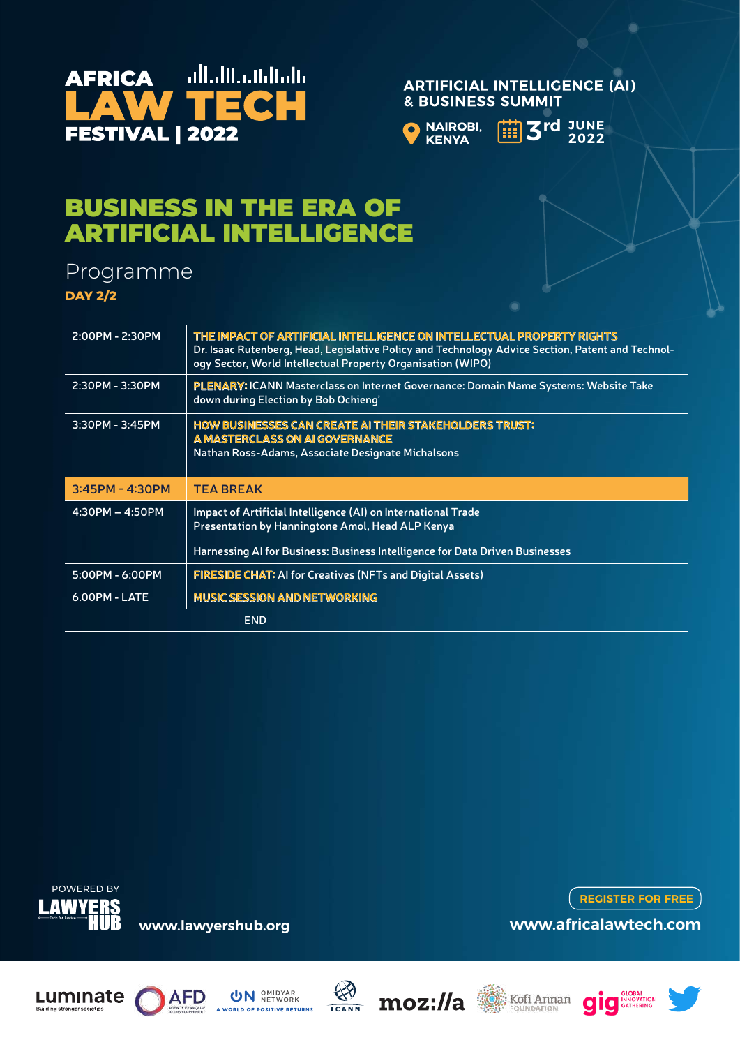# AFRICA LAW TECH FESTIVAL | 2022

ARTIFICIAL INTELLIGENCE (AI) & BUSINESS SUMMIT

NAIROBI, KENYA

3rd JUNE 2022

## BUSINESS IN THE ERA OF ARTIFICIAL INTELLIGENCE

### Programme

**DAY 2/2**

| | |
|---|---|
| 2:00PM - 2:30PM | **THE IMPACT OF ARTIFICIAL INTELLIGENCE ON INTELLECTUAL PROPERTY RIGHTS**<br>Dr. Isaac Rutenberg, Head, Legislative Policy and Technology Advice Section, Patent and Technology Sector, World Intellectual Property Organisation (WIPO) |
| 2:30PM - 3:30PM | **PLENARY:** ICANN Masterclass on Internet Governance: Domain Name Systems: Website Take down during Election by Bob Ochieng' |
| 3:30PM - 3:45PM | **HOW BUSINESSES CAN CREATE AI THEIR STAKEHOLDERS TRUST: A MASTERCLASS ON AI GOVERNANCE**<br>Nathan Ross-Adams, Associate Designate Michalsons |
| 3:45PM - 4:30PM | TEA BREAK |
| 4:30PM – 4:50PM | Impact of Artificial Intelligence (AI) on International Trade<br>Presentation by Hanningtone Amol, Head ALP Kenya |
| | Harnessing AI for Business: Business Intelligence for Data Driven Businesses |
| 5:00PM - 6:00PM | **FIRESIDE CHAT:** AI for Creatives (NFTs and Digital Assets) |
| 6.00PM - LATE | **MUSIC SESSION AND NETWORKING** |
| END | |

POWERED BY LAWYERS HUB

www.lawyershub.org

REGISTER FOR FREE

www.africalawtech.com